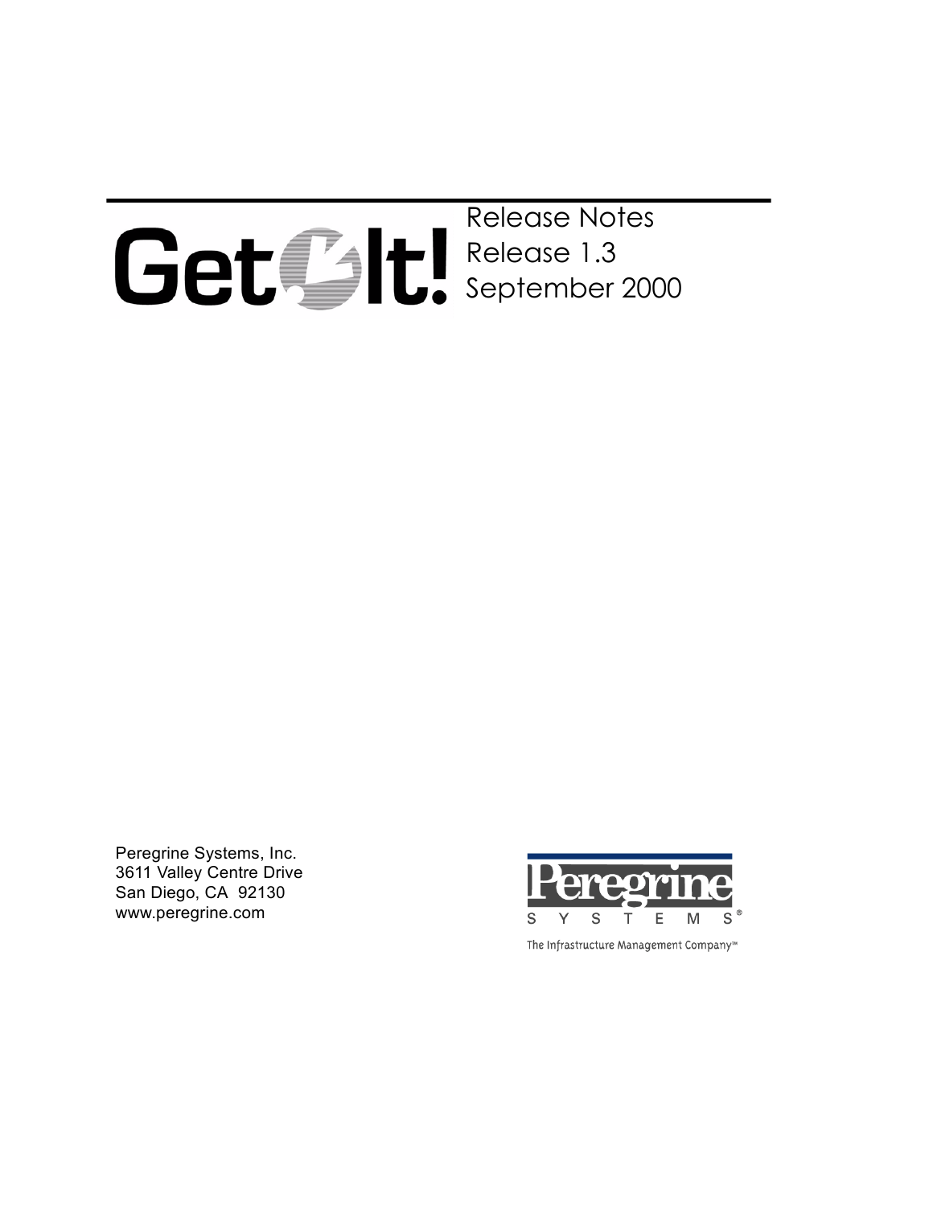# Get.It!

Release Notes
Release 1.3
September 2000

Peregrine Systems, Inc.
3611 Valley Centre Drive
San Diego, CA 92130
www.peregrine.com

Peregrine
SYSTEMS®
The Infrastructure Management Company™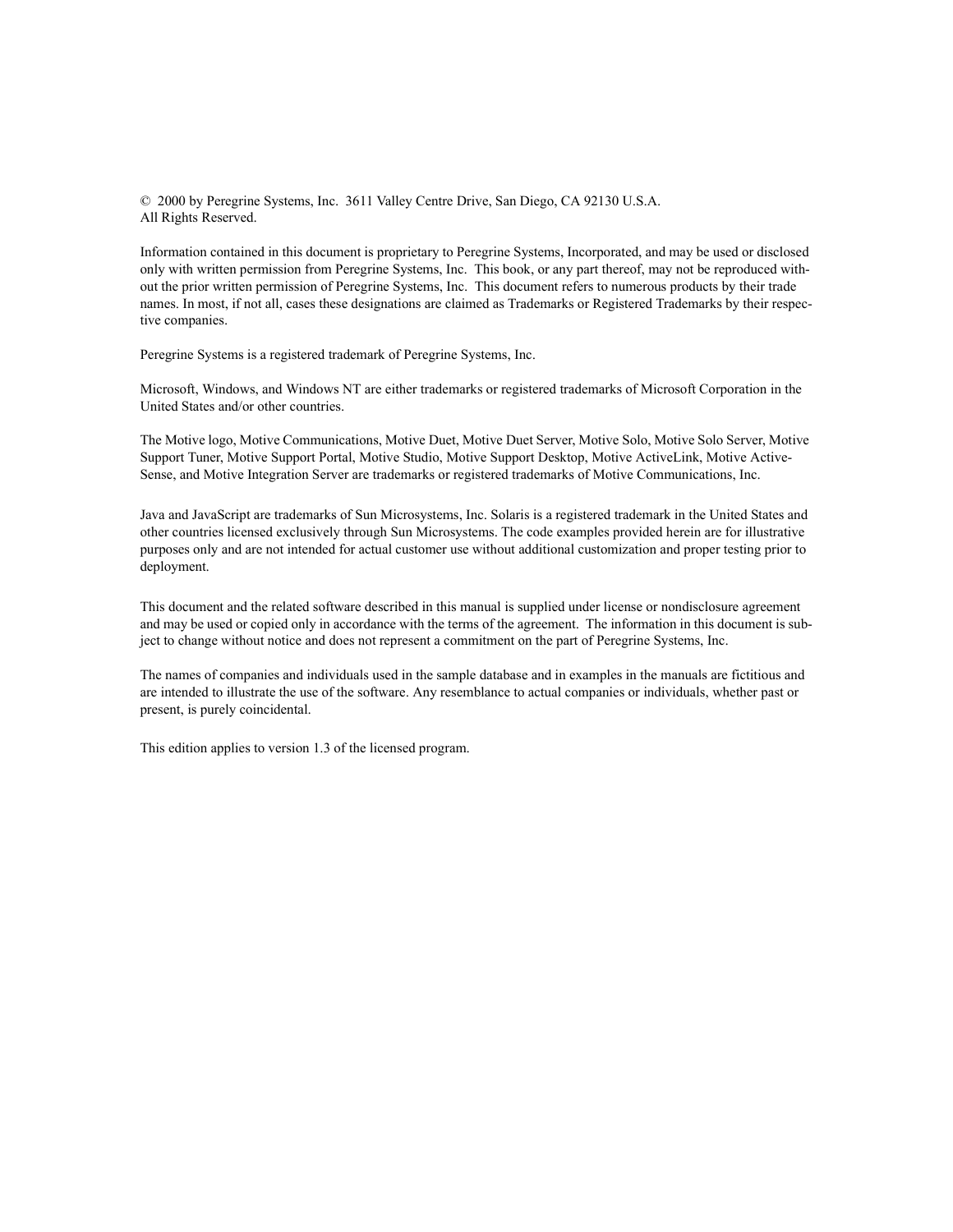© 2000 by Peregrine Systems, Inc. 3611 Valley Centre Drive, San Diego, CA 92130 U.S.A.
All Rights Reserved.

Information contained in this document is proprietary to Peregrine Systems, Incorporated, and may be used or disclosed only with written permission from Peregrine Systems, Inc. This book, or any part thereof, may not be reproduced without the prior written permission of Peregrine Systems, Inc. This document refers to numerous products by their trade names. In most, if not all, cases these designations are claimed as Trademarks or Registered Trademarks by their respective companies.

Peregrine Systems is a registered trademark of Peregrine Systems, Inc.

Microsoft, Windows, and Windows NT are either trademarks or registered trademarks of Microsoft Corporation in the United States and/or other countries.

The Motive logo, Motive Communications, Motive Duet, Motive Duet Server, Motive Solo, Motive Solo Server, Motive Support Tuner, Motive Support Portal, Motive Studio, Motive Support Desktop, Motive ActiveLink, Motive ActiveSense, and Motive Integration Server are trademarks or registered trademarks of Motive Communications, Inc.

Java and JavaScript are trademarks of Sun Microsystems, Inc. Solaris is a registered trademark in the United States and other countries licensed exclusively through Sun Microsystems. The code examples provided herein are for illustrative purposes only and are not intended for actual customer use without additional customization and proper testing prior to deployment.

This document and the related software described in this manual is supplied under license or nondisclosure agreement and may be used or copied only in accordance with the terms of the agreement. The information in this document is subject to change without notice and does not represent a commitment on the part of Peregrine Systems, Inc.

The names of companies and individuals used in the sample database and in examples in the manuals are fictitious and are intended to illustrate the use of the software. Any resemblance to actual companies or individuals, whether past or present, is purely coincidental.

This edition applies to version 1.3 of the licensed program.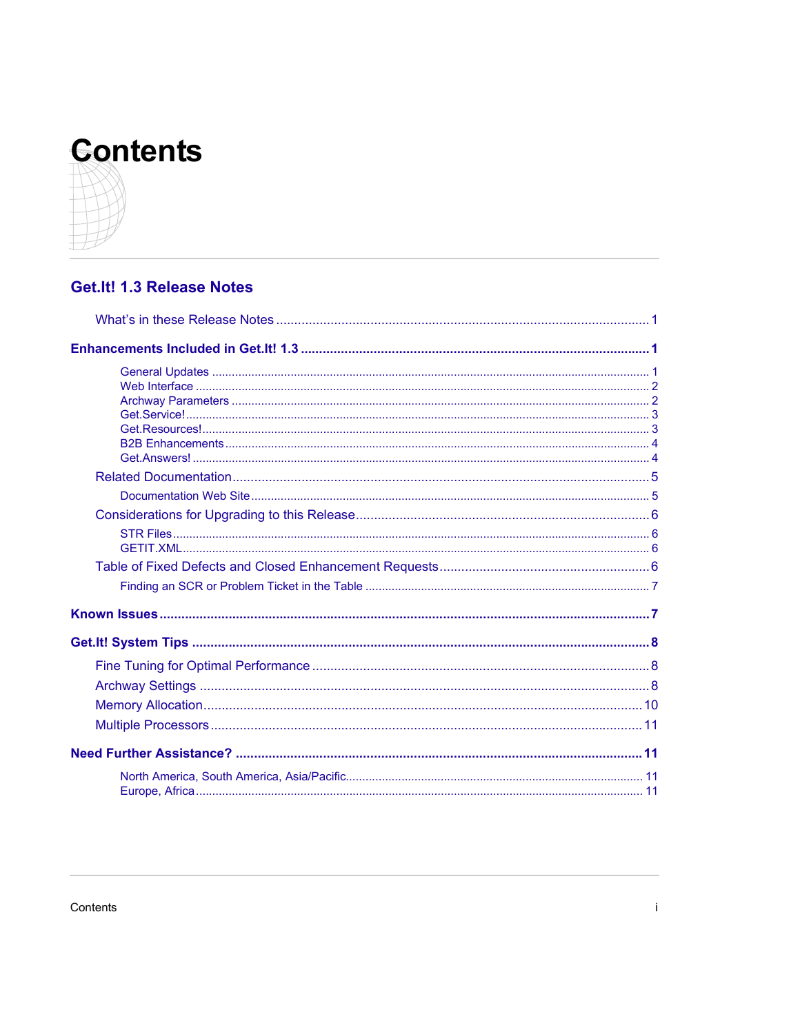# Contents

## Get.It! 1.3 Release Notes

- What's in these Release Notes ..... 1

**Enhancements Included in Get.It! 1.3 ..... 1**

- General Updates ..... 1
- Web Interface ..... 2
- Archway Parameters ..... 2
- Get.Service! ..... 3
- Get.Resources! ..... 3
- B2B Enhancements ..... 4
- Get.Answers! ..... 4

Related Documentation ..... 5

- Documentation Web Site ..... 5

Considerations for Upgrading to this Release ..... 6

- STR Files ..... 6
- GETIT.XML ..... 6

Table of Fixed Defects and Closed Enhancement Requests ..... 6

- Finding an SCR or Problem Ticket in the Table ..... 7

**Known Issues ..... 7**

**Get.It! System Tips ..... 8**

- Fine Tuning for Optimal Performance ..... 8
- Archway Settings ..... 8
- Memory Allocation ..... 10
- Multiple Processors ..... 11

**Need Further Assistance? ..... 11**

- North America, South America, Asia/Pacific ..... 11
- Europe, Africa ..... 11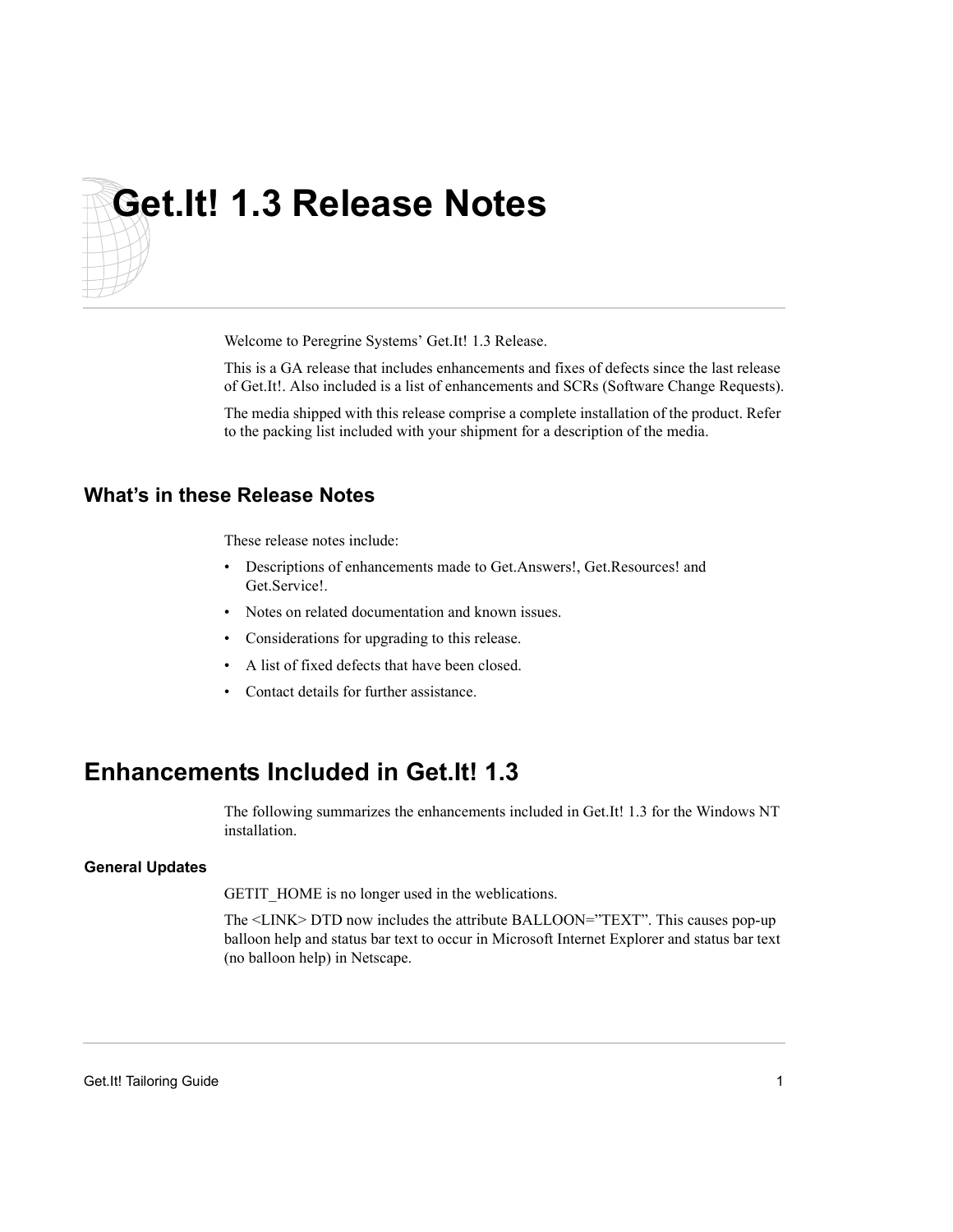# Get.It! 1.3 Release Notes

Welcome to Peregrine Systems' Get.It! 1.3 Release.

This is a GA release that includes enhancements and fixes of defects since the last release of Get.It!. Also included is a list of enhancements and SCRs (Software Change Requests).

The media shipped with this release comprise a complete installation of the product. Refer to the packing list included with your shipment for a description of the media.

### What's in these Release Notes

These release notes include:

- Descriptions of enhancements made to Get.Answers!, Get.Resources! and Get.Service!.
- Notes on related documentation and known issues.
- Considerations for upgrading to this release.
- A list of fixed defects that have been closed.
- Contact details for further assistance.

## Enhancements Included in Get.It! 1.3

The following summarizes the enhancements included in Get.It! 1.3 for the Windows NT installation.

#### General Updates

GETIT_HOME is no longer used in the weblications.

The <LINK> DTD now includes the attribute BALLOON="TEXT". This causes pop-up balloon help and status bar text to occur in Microsoft Internet Explorer and status bar text (no balloon help) in Netscape.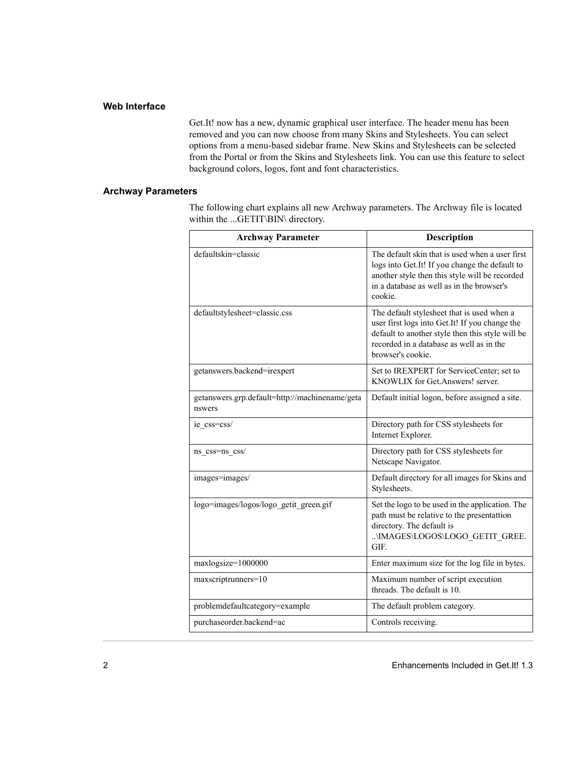### Web Interface

Get.It! now has a new, dynamic graphical user interface. The header menu has been removed and you can now choose from many Skins and Stylesheets. You can select options from a menu-based sidebar frame. New Skins and Stylesheets can be selected from the Portal or from the Skins and Stylesheets link. You can use this feature to select background colors, logos, font and font characteristics.

### Archway Parameters

The following chart explains all new Archway parameters. The Archway file is located within the ...GETIT\BIN\ directory.

| Archway Parameter | Description |
| --- | --- |
| defaultskin=classic | The default skin that is used when a user first logs into Get.It! If you change the default to another style then this style will be recorded in a database as well as in the browser's cookie. |
| defaultstylesheet=classic.css | The default stylesheet that is used when a user first logs into Get.It! If you change the default to another style then this style will be recorded in a database as well as in the browser's cookie. |
| getanswers.backend=irexpert | Set to IREXPERT for ServiceCenter; set to KNOWLIX for Get.Answers! server. |
| getanswers.grp.default=http://machinename/getanswers | Default initial logon, before assigned a site. |
| ie_css=css/ | Directory path for CSS stylesheets for Internet Explorer. |
| ns_css=ns_css/ | Directory path for CSS stylesheets for Netscape Navigator. |
| images=images/ | Default directory for all images for Skins and Stylesheets. |
| logo=images/logos/logo_getit_green.gif | Set the logo to be used in the application. The path must be relative to the presentattion directory. The default is ..\IMAGES\LOGOS\LOGO_GETIT_GREE.GIF. |
| maxlogsize=1000000 | Enter maximum size for the log file in bytes. |
| maxscriptrunners=10 | Maximum number of script execution threads. The default is 10. |
| problemdefaultcategory=example | The default problem category. |
| purchaseorder.backend=ac | Controls receiving. |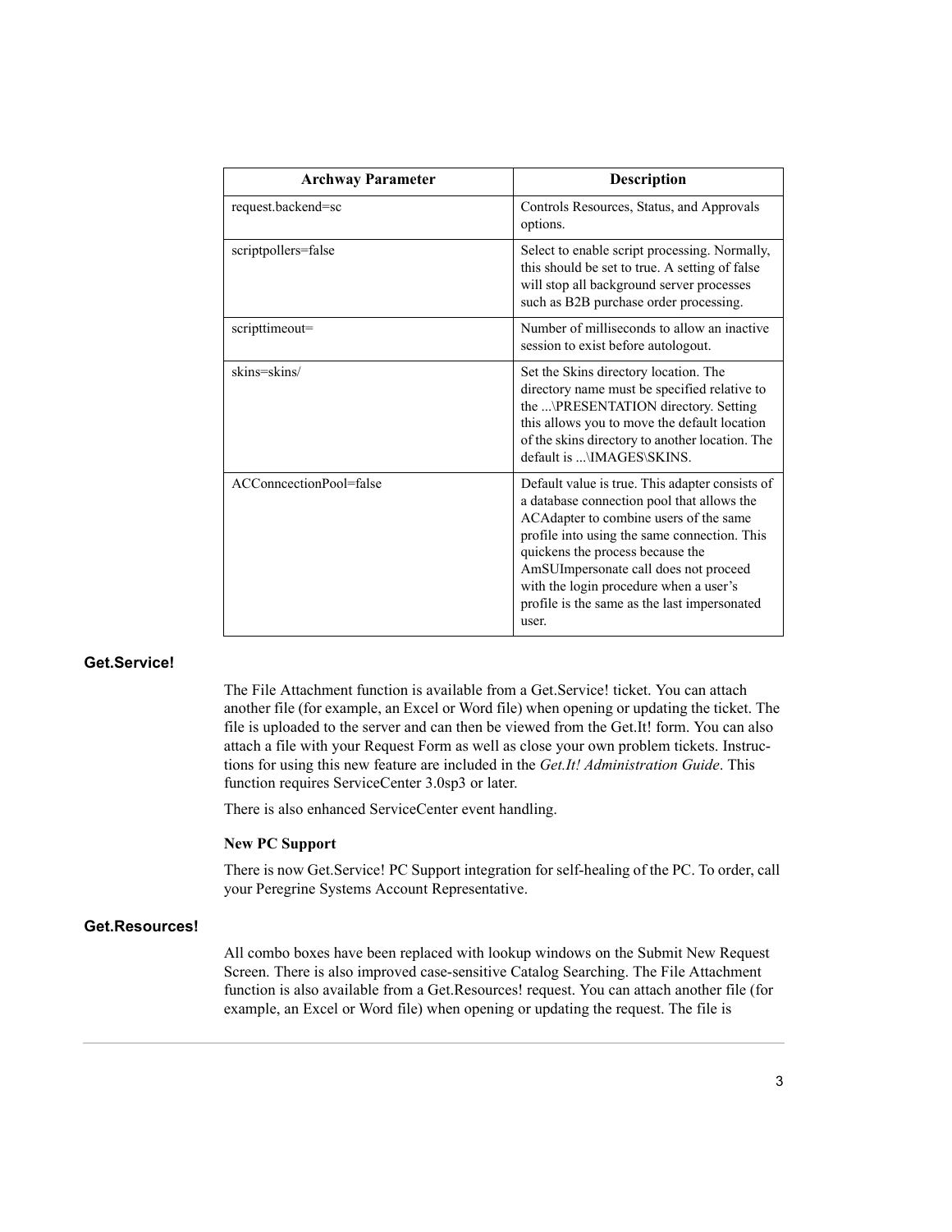| Archway Parameter | Description |
| --- | --- |
| request.backend=sc | Controls Resources, Status, and Approvals options. |
| scriptpollers=false | Select to enable script processing. Normally, this should be set to true. A setting of false will stop all background server processes such as B2B purchase order processing. |
| scripttimeout= | Number of milliseconds to allow an inactive session to exist before autologout. |
| skins=skins/ | Set the Skins directory location. The directory name must be specified relative to the ...\PRESENTATION directory. Setting this allows you to move the default location of the skins directory to another location. The default is ...\IMAGES\SKINS. |
| ACConncectionPool=false | Default value is true. This adapter consists of a database connection pool that allows the ACAdapter to combine users of the same profile into using the same connection. This quickens the process because the AmSUImpersonate call does not proceed with the login procedure when a user's profile is the same as the last impersonated user. |

## Get.Service!

The File Attachment function is available from a Get.Service! ticket. You can attach another file (for example, an Excel or Word file) when opening or updating the ticket. The file is uploaded to the server and can then be viewed from the Get.It! form. You can also attach a file with your Request Form as well as close your own problem tickets. Instructions for using this new feature are included in the *Get.It! Administration Guide*. This function requires ServiceCenter 3.0sp3 or later.

There is also enhanced ServiceCenter event handling.

### New PC Support

There is now Get.Service! PC Support integration for self-healing of the PC. To order, call your Peregrine Systems Account Representative.

## Get.Resources!

All combo boxes have been replaced with lookup windows on the Submit New Request Screen. There is also improved case-sensitive Catalog Searching. The File Attachment function is also available from a Get.Resources! request. You can attach another file (for example, an Excel or Word file) when opening or updating the request. The file is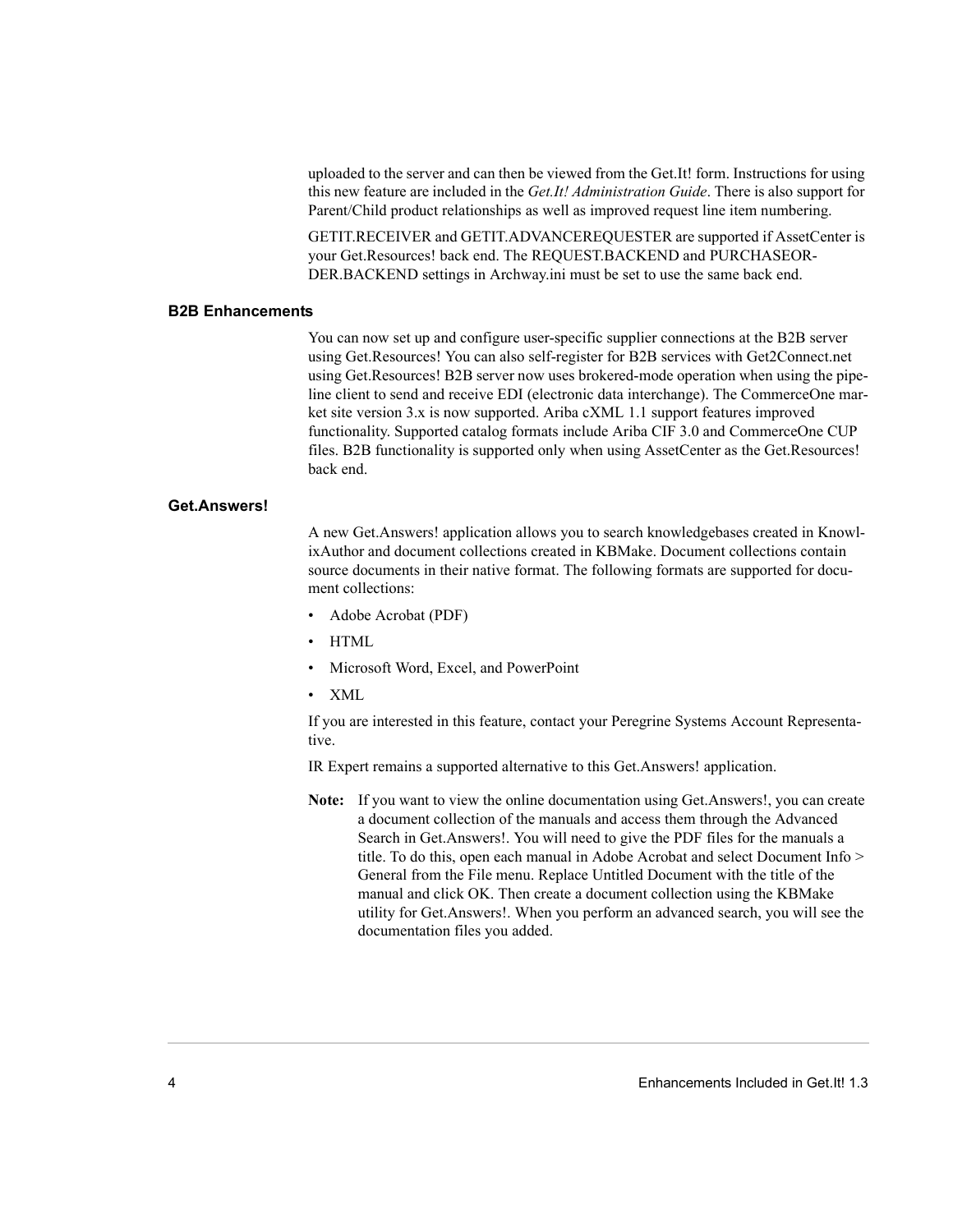uploaded to the server and can then be viewed from the Get.It! form. Instructions for using this new feature are included in the *Get.It! Administration Guide*. There is also support for Parent/Child product relationships as well as improved request line item numbering.

GETIT.RECEIVER and GETIT.ADVANCEREQUESTER are supported if AssetCenter is your Get.Resources! back end. The REQUEST.BACKEND and PURCHASEORDER.BACKEND settings in Archway.ini must be set to use the same back end.

### B2B Enhancements

You can now set up and configure user-specific supplier connections at the B2B server using Get.Resources! You can also self-register for B2B services with Get2Connect.net using Get.Resources! B2B server now uses brokered-mode operation when using the pipeline client to send and receive EDI (electronic data interchange). The CommerceOne market site version 3.x is now supported. Ariba cXML 1.1 support features improved functionality. Supported catalog formats include Ariba CIF 3.0 and CommerceOne CUP files. B2B functionality is supported only when using AssetCenter as the Get.Resources! back end.

### Get.Answers!

A new Get.Answers! application allows you to search knowledgebases created in KnowlixAuthor and document collections created in KBMake. Document collections contain source documents in their native format. The following formats are supported for document collections:

- Adobe Acrobat (PDF)
- HTML
- Microsoft Word, Excel, and PowerPoint
- XML

If you are interested in this feature, contact your Peregrine Systems Account Representative.

IR Expert remains a supported alternative to this Get.Answers! application.

**Note:** If you want to view the online documentation using Get.Answers!, you can create a document collection of the manuals and access them through the Advanced Search in Get.Answers!. You will need to give the PDF files for the manuals a title. To do this, open each manual in Adobe Acrobat and select Document Info > General from the File menu. Replace Untitled Document with the title of the manual and click OK. Then create a document collection using the KBMake utility for Get.Answers!. When you perform an advanced search, you will see the documentation files you added.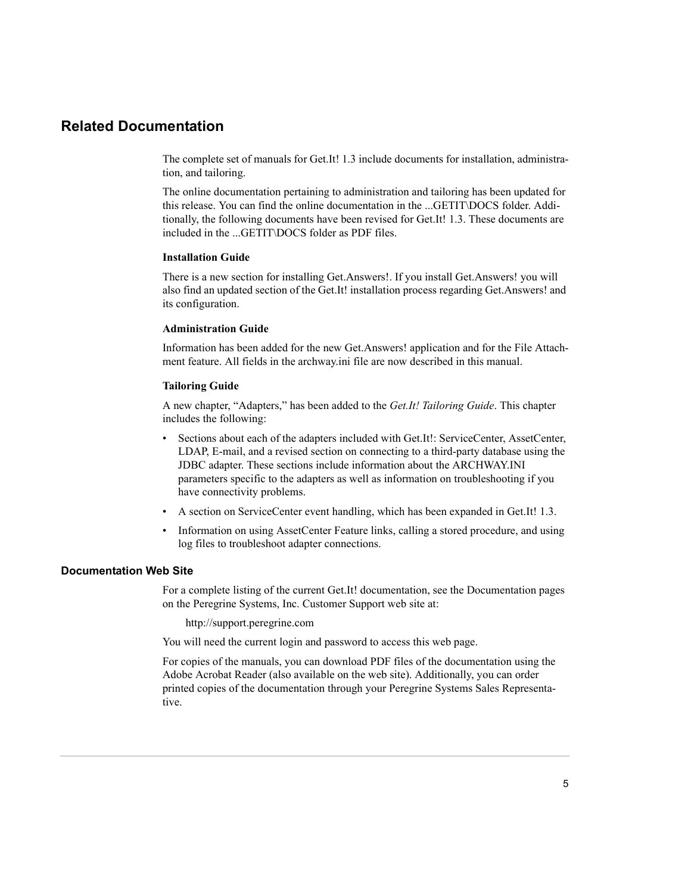## Related Documentation

The complete set of manuals for Get.It! 1.3 include documents for installation, administration, and tailoring.

The online documentation pertaining to administration and tailoring has been updated for this release. You can find the online documentation in the ...GETIT\DOCS folder. Additionally, the following documents have been revised for Get.It! 1.3. These documents are included in the ...GETIT\DOCS folder as PDF files.

**Installation Guide**

There is a new section for installing Get.Answers!. If you install Get.Answers! you will also find an updated section of the Get.It! installation process regarding Get.Answers! and its configuration.

**Administration Guide**

Information has been added for the new Get.Answers! application and for the File Attachment feature. All fields in the archway.ini file are now described in this manual.

**Tailoring Guide**

A new chapter, "Adapters," has been added to the *Get.It! Tailoring Guide*. This chapter includes the following:

- Sections about each of the adapters included with Get.It!: ServiceCenter, AssetCenter, LDAP, E-mail, and a revised section on connecting to a third-party database using the JDBC adapter. These sections include information about the ARCHWAY.INI parameters specific to the adapters as well as information on troubleshooting if you have connectivity problems.
- A section on ServiceCenter event handling, which has been expanded in Get.It! 1.3.
- Information on using AssetCenter Feature links, calling a stored procedure, and using log files to troubleshoot adapter connections.

### Documentation Web Site

For a complete listing of the current Get.It! documentation, see the Documentation pages on the Peregrine Systems, Inc. Customer Support web site at:

http://support.peregrine.com

You will need the current login and password to access this web page.

For copies of the manuals, you can download PDF files of the documentation using the Adobe Acrobat Reader (also available on the web site). Additionally, you can order printed copies of the documentation through your Peregrine Systems Sales Representative.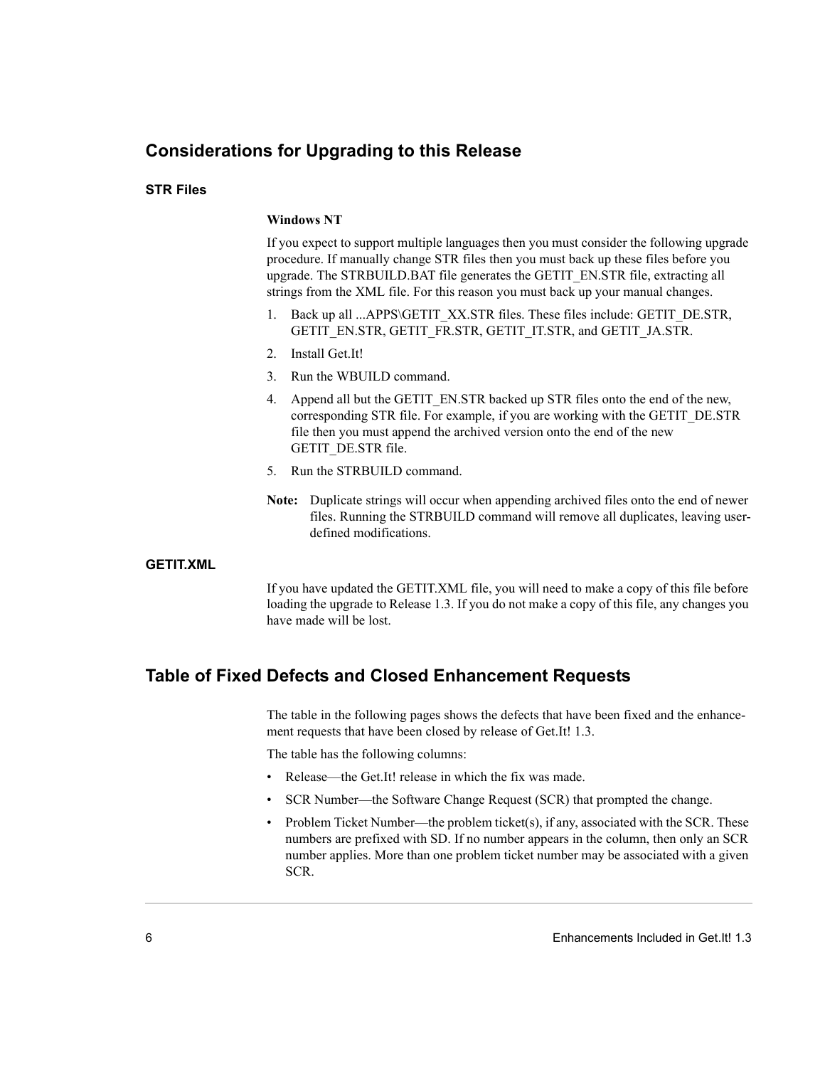## Considerations for Upgrading to this Release

### STR Files

**Windows NT**

If you expect to support multiple languages then you must consider the following upgrade procedure. If manually change STR files then you must back up these files before you upgrade. The STRBUILD.BAT file generates the GETIT_EN.STR file, extracting all strings from the XML file. For this reason you must back up your manual changes.

1. Back up all ...APPS\GETIT_XX.STR files. These files include: GETIT_DE.STR, GETIT_EN.STR, GETIT_FR.STR, GETIT_IT.STR, and GETIT_JA.STR.
2. Install Get.It!
3. Run the WBUILD command.
4. Append all but the GETIT_EN.STR backed up STR files onto the end of the new, corresponding STR file. For example, if you are working with the GETIT_DE.STR file then you must append the archived version onto the end of the new GETIT_DE.STR file.
5. Run the STRBUILD command.

**Note:** Duplicate strings will occur when appending archived files onto the end of newer files. Running the STRBUILD command will remove all duplicates, leaving user-defined modifications.

### GETIT.XML

If you have updated the GETIT.XML file, you will need to make a copy of this file before loading the upgrade to Release 1.3. If you do not make a copy of this file, any changes you have made will be lost.

## Table of Fixed Defects and Closed Enhancement Requests

The table in the following pages shows the defects that have been fixed and the enhancement requests that have been closed by release of Get.It! 1.3.

The table has the following columns:

- Release—the Get.It! release in which the fix was made.
- SCR Number—the Software Change Request (SCR) that prompted the change.
- Problem Ticket Number—the problem ticket(s), if any, associated with the SCR. These numbers are prefixed with SD. If no number appears in the column, then only an SCR number applies. More than one problem ticket number may be associated with a given SCR.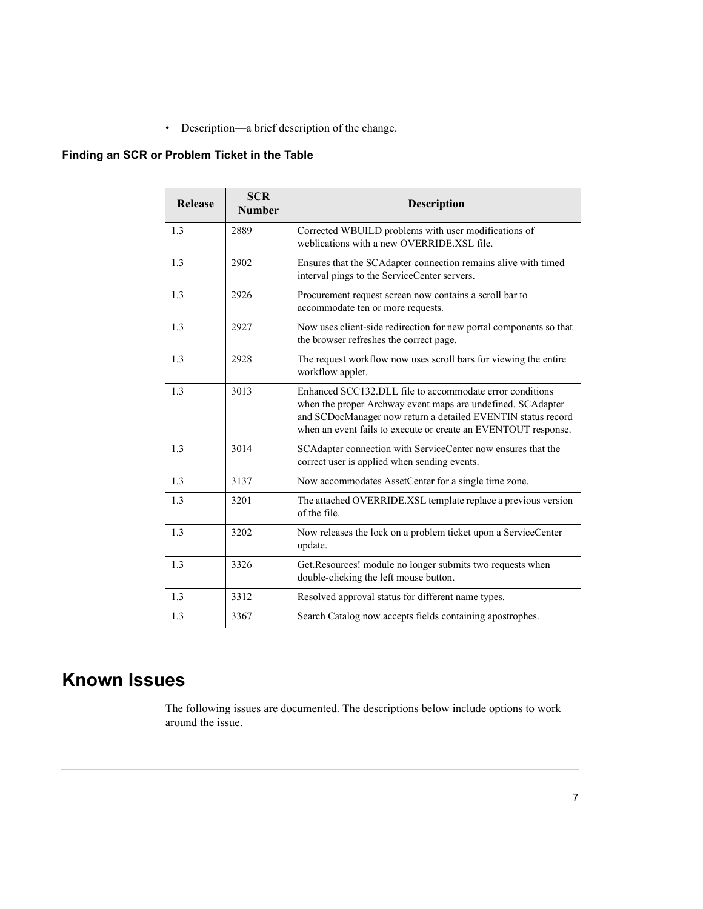- Description—a brief description of the change.

### Finding an SCR or Problem Ticket in the Table

| Release | SCR Number | Description |
| --- | --- | --- |
| 1.3 | 2889 | Corrected WBUILD problems with user modifications of weblications with a new OVERRIDE.XSL file. |
| 1.3 | 2902 | Ensures that the SCAdapter connection remains alive with timed interval pings to the ServiceCenter servers. |
| 1.3 | 2926 | Procurement request screen now contains a scroll bar to accommodate ten or more requests. |
| 1.3 | 2927 | Now uses client-side redirection for new portal components so that the browser refreshes the correct page. |
| 1.3 | 2928 | The request workflow now uses scroll bars for viewing the entire workflow applet. |
| 1.3 | 3013 | Enhanced SCC132.DLL file to accommodate error conditions when the proper Archway event maps are undefined. SCAdapter and SCDocManager now return a detailed EVENTIN status record when an event fails to execute or create an EVENTOUT response. |
| 1.3 | 3014 | SCAdapter connection with ServiceCenter now ensures that the correct user is applied when sending events. |
| 1.3 | 3137 | Now accommodates AssetCenter for a single time zone. |
| 1.3 | 3201 | The attached OVERRIDE.XSL template replace a previous version of the file. |
| 1.3 | 3202 | Now releases the lock on a problem ticket upon a ServiceCenter update. |
| 1.3 | 3326 | Get.Resources! module no longer submits two requests when double-clicking the left mouse button. |
| 1.3 | 3312 | Resolved approval status for different name types. |
| 1.3 | 3367 | Search Catalog now accepts fields containing apostrophes. |

## Known Issues

The following issues are documented. The descriptions below include options to work around the issue.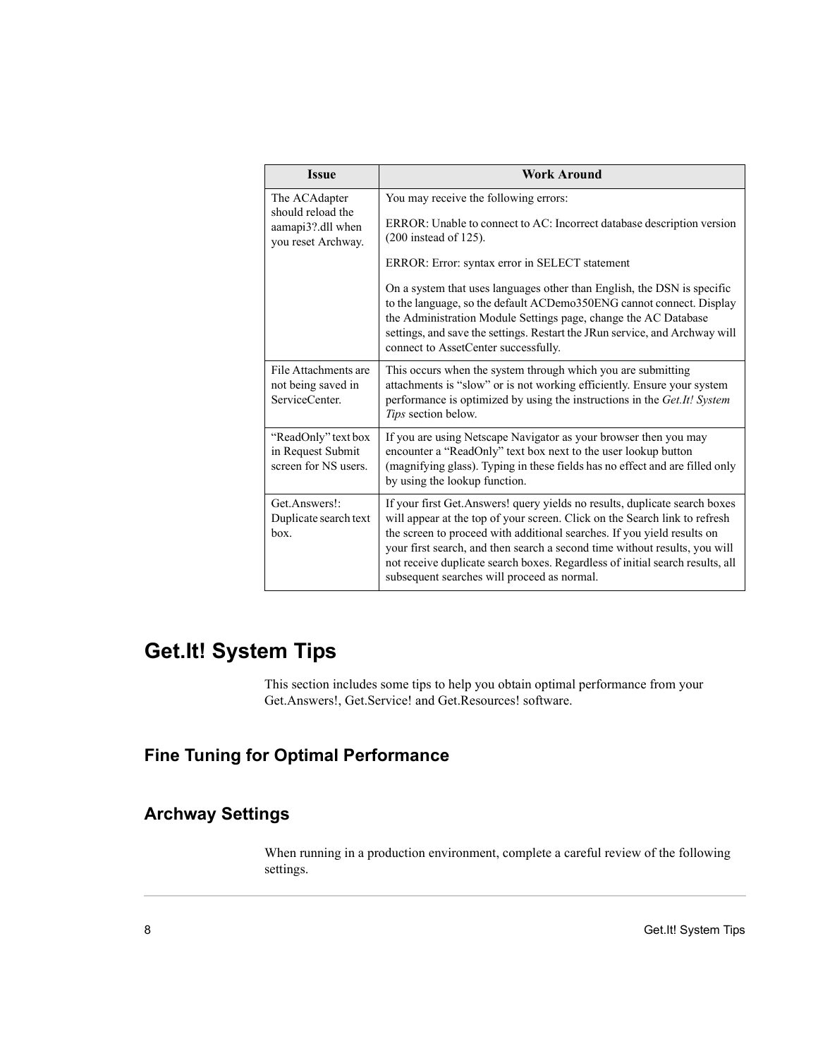| Issue | Work Around |
| --- | --- |
| The ACAdapter should reload the aamapi3?.dll when you reset Archway. | You may receive the following errors:<br><br>ERROR: Unable to connect to AC: Incorrect database description version (200 instead of 125).<br><br>ERROR: Error: syntax error in SELECT statement<br><br>On a system that uses languages other than English, the DSN is specific to the language, so the default ACDemo350ENG cannot connect. Display the Administration Module Settings page, change the AC Database settings, and save the settings. Restart the JRun service, and Archway will connect to AssetCenter successfully. |
| File Attachments are not being saved in ServiceCenter. | This occurs when the system through which you are submitting attachments is “slow” or is not working efficiently. Ensure your system performance is optimized by using the instructions in the *Get.It! System Tips* section below. |
| “ReadOnly” text box in Request Submit screen for NS users. | If you are using Netscape Navigator as your browser then you may encounter a “ReadOnly” text box next to the user lookup button (magnifying glass). Typing in these fields has no effect and are filled only by using the lookup function. |
| Get.Answers!: Duplicate search text box. | If your first Get.Answers! query yields no results, duplicate search boxes will appear at the top of your screen. Click on the Search link to refresh the screen to proceed with additional searches. If you yield results on your first search, and then search a second time without results, you will not receive duplicate search boxes. Regardless of initial search results, all subsequent searches will proceed as normal. |

# Get.It! System Tips

This section includes some tips to help you obtain optimal performance from your Get.Answers!, Get.Service! and Get.Resources! software.

## Fine Tuning for Optimal Performance

## Archway Settings

When running in a production environment, complete a careful review of the following settings.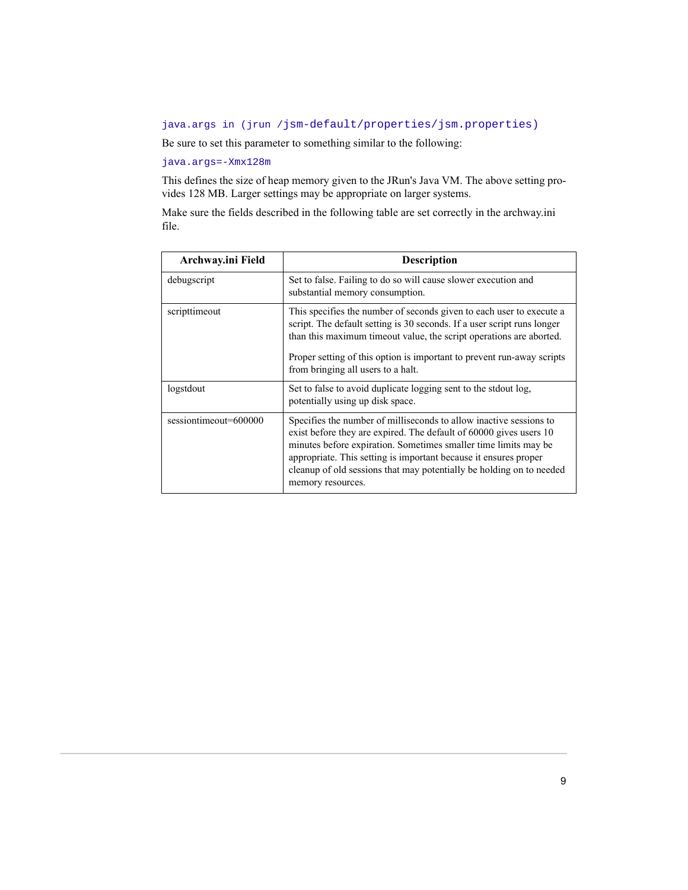`java.args in (jrun /jsm-default/properties/jsm.properties)`

Be sure to set this parameter to something similar to the following:

```
java.args=-Xmx128m
```

This defines the size of heap memory given to the JRun's Java VM. The above setting provides 128 MB. Larger settings may be appropriate on larger systems.

Make sure the fields described in the following table are set correctly in the archway.ini file.

| Archway.ini Field | Description |
| --- | --- |
| debugscript | Set to false. Failing to do so will cause slower execution and substantial memory consumption. |
| scripttimeout | This specifies the number of seconds given to each user to execute a script. The default setting is 30 seconds. If a user script runs longer than this maximum timeout value, the script operations are aborted.<br><br>Proper setting of this option is important to prevent run-away scripts from bringing all users to a halt. |
| logstdout | Set to false to avoid duplicate logging sent to the stdout log, potentially using up disk space. |
| sessiontimeout=600000 | Specifies the number of milliseconds to allow inactive sessions to exist before they are expired. The default of 60000 gives users 10 minutes before expiration. Sometimes smaller time limits may be appropriate. This setting is important because it ensures proper cleanup of old sessions that may potentially be holding on to needed memory resources. |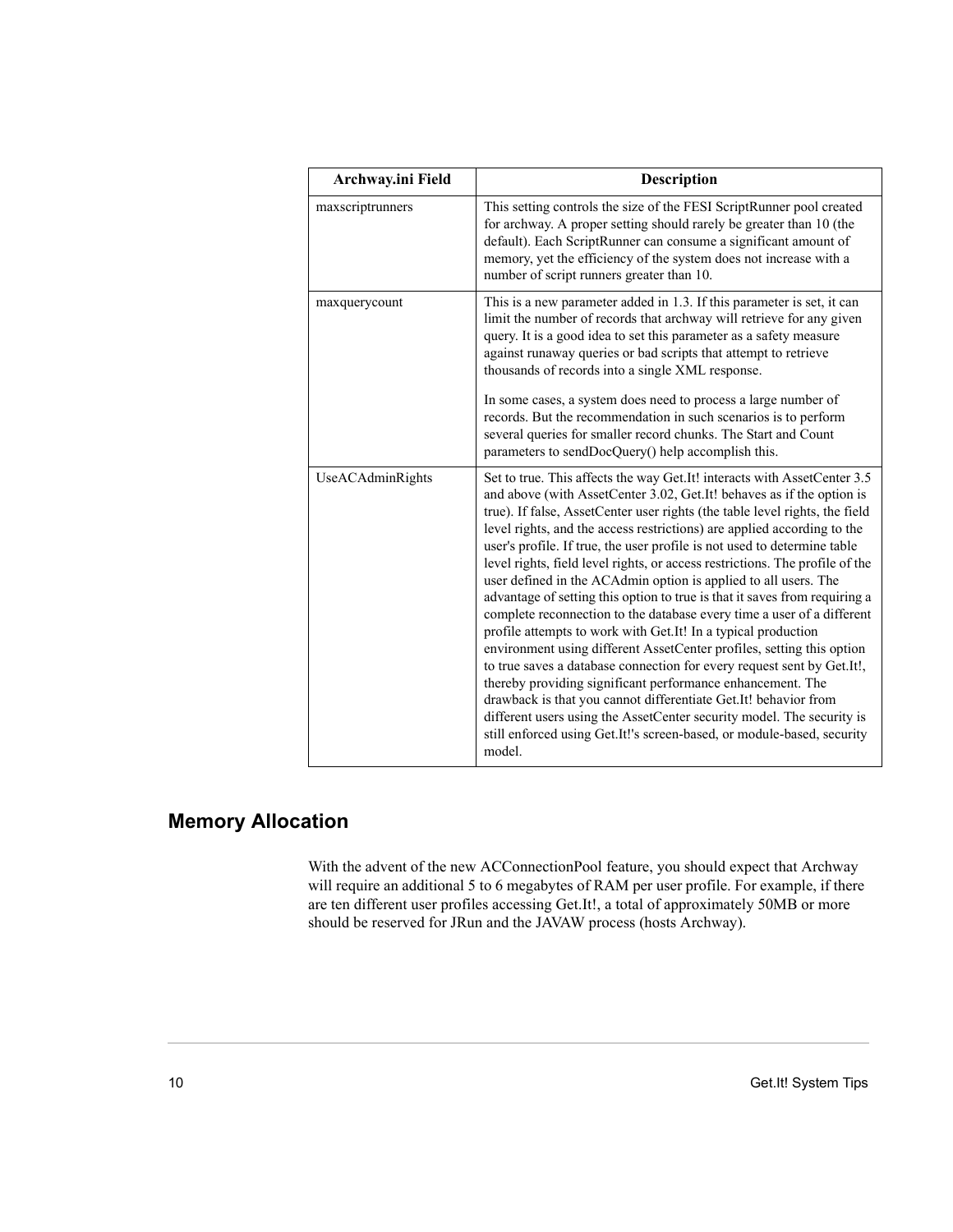| Archway.ini Field | Description |
| --- | --- |
| maxscriptrunners | This setting controls the size of the FESI ScriptRunner pool created for archway. A proper setting should rarely be greater than 10 (the default). Each ScriptRunner can consume a significant amount of memory, yet the efficiency of the system does not increase with a number of script runners greater than 10. |
| maxquerycount | This is a new parameter added in 1.3. If this parameter is set, it can limit the number of records that archway will retrieve for any given query. It is a good idea to set this parameter as a safety measure against runaway queries or bad scripts that attempt to retrieve thousands of records into a single XML response.<br><br>In some cases, a system does need to process a large number of records. But the recommendation in such scenarios is to perform several queries for smaller record chunks. The Start and Count parameters to sendDocQuery() help accomplish this. |
| UseACAdminRights | Set to true. This affects the way Get.It! interacts with AssetCenter 3.5 and above (with AssetCenter 3.02, Get.It! behaves as if the option is true). If false, AssetCenter user rights (the table level rights, the field level rights, and the access restrictions) are applied according to the user's profile. If true, the user profile is not used to determine table level rights, field level rights, or access restrictions. The profile of the user defined in the ACAdmin option is applied to all users. The advantage of setting this option to true is that it saves from requiring a complete reconnection to the database every time a user of a different profile attempts to work with Get.It! In a typical production environment using different AssetCenter profiles, setting this option to true saves a database connection for every request sent by Get.It!, thereby providing significant performance enhancement. The drawback is that you cannot differentiate Get.It! behavior from different users using the AssetCenter security model. The security is still enforced using Get.It!'s screen-based, or module-based, security model. |

## Memory Allocation

With the advent of the new ACConnectionPool feature, you should expect that Archway will require an additional 5 to 6 megabytes of RAM per user profile. For example, if there are ten different user profiles accessing Get.It!, a total of approximately 50MB or more should be reserved for JRun and the JAVAW process (hosts Archway).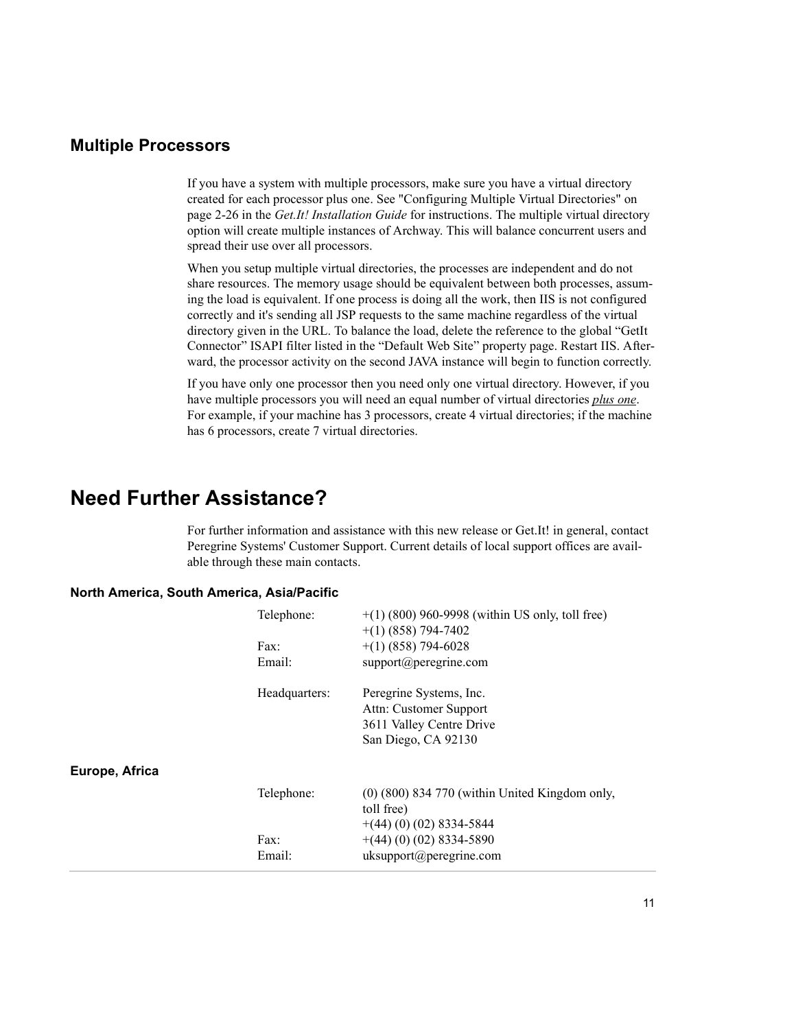## Multiple Processors

If you have a system with multiple processors, make sure you have a virtual directory created for each processor plus one. See "Configuring Multiple Virtual Directories" on page 2-26 in the *Get.It! Installation Guide* for instructions. The multiple virtual directory option will create multiple instances of Archway. This will balance concurrent users and spread their use over all processors.

When you setup multiple virtual directories, the processes are independent and do not share resources. The memory usage should be equivalent between both processes, assuming the load is equivalent. If one process is doing all the work, then IIS is not configured correctly and it's sending all JSP requests to the same machine regardless of the virtual directory given in the URL. To balance the load, delete the reference to the global “GetIt Connector” ISAPI filter listed in the “Default Web Site” property page. Restart IIS. Afterward, the processor activity on the second JAVA instance will begin to function correctly.

If you have only one processor then you need only one virtual directory. However, if you have multiple processors you will need an equal number of virtual directories ***plus one***. For example, if your machine has 3 processors, create 4 virtual directories; if the machine has 6 processors, create 7 virtual directories.

# Need Further Assistance?

For further information and assistance with this new release or Get.It! in general, contact Peregrine Systems' Customer Support. Current details of local support offices are available through these main contacts.

### North America, South America, Asia/Pacific

| | |
|---|---|
| Telephone: | +(1) (800) 960-9998 (within US only, toll free)<br>+(1) (858) 794-7402 |
| Fax: | +(1) (858) 794-6028 |
| Email: | support@peregrine.com |
| Headquarters: | Peregrine Systems, Inc.<br>Attn: Customer Support<br>3611 Valley Centre Drive<br>San Diego, CA 92130 |

### Europe, Africa

| | |
|---|---|
| Telephone: | (0) (800) 834 770 (within United Kingdom only, toll free)<br>+(44) (0) (02) 8334-5844 |
| Fax: | +(44) (0) (02) 8334-5890 |
| Email: | uksupport@peregrine.com |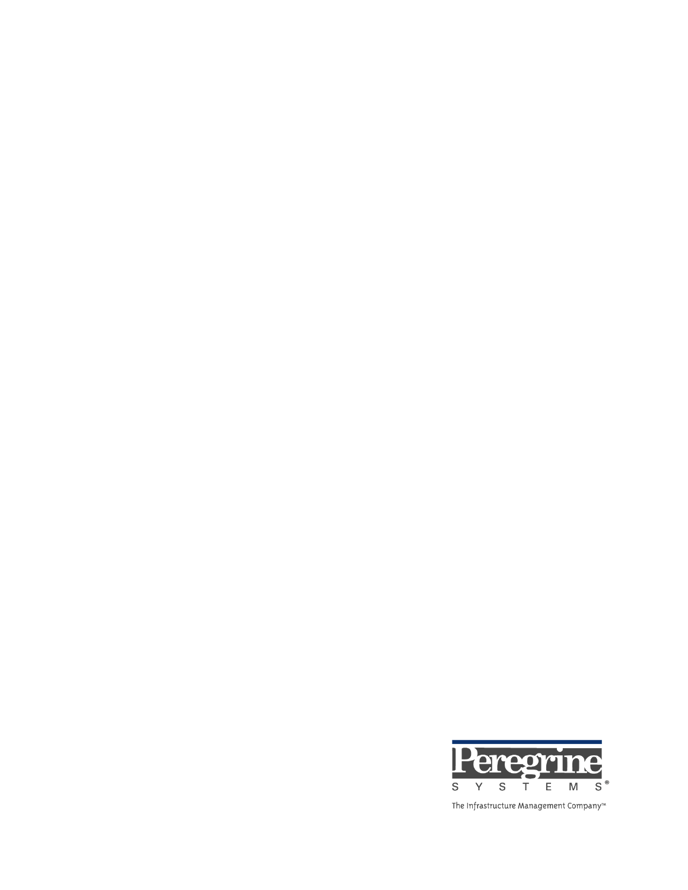Peregrine

SYSTEMS®

The Infrastructure Management Company™